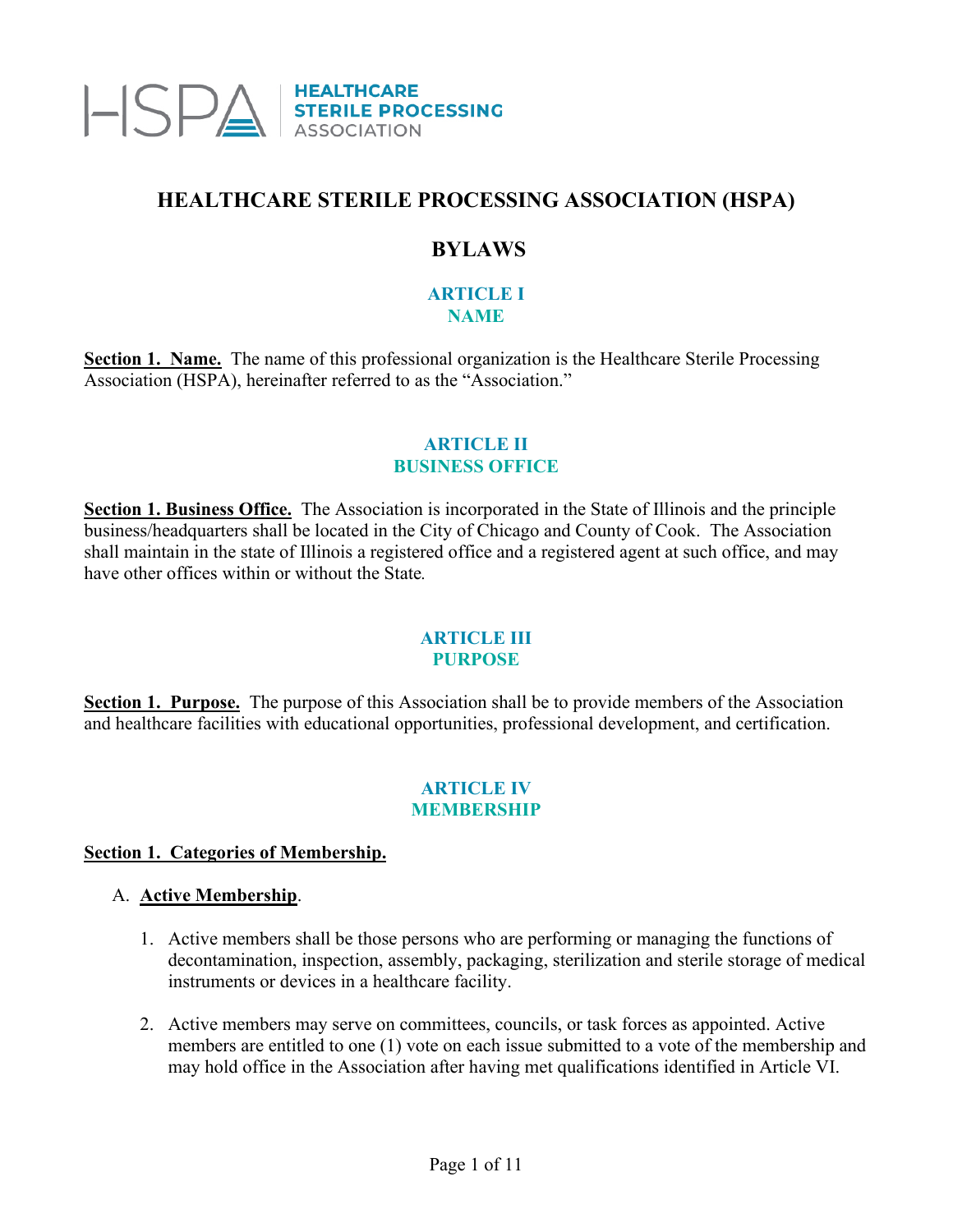HSPA | HEALTHCARE STERILE PROCESSING ASSOCIATION

# HEALTHCARE STERILE PROCESSING ASSOCIATION (HSPA)

# BYLAWS

## ARTICLE I
## NAME

**Section 1. Name.** The name of this professional organization is the Healthcare Sterile Processing Association (HSPA), hereinafter referred to as the "Association."

## ARTICLE II
## BUSINESS OFFICE

**Section 1. Business Office.** The Association is incorporated in the State of Illinois and the principle business/headquarters shall be located in the City of Chicago and County of Cook. The Association shall maintain in the state of Illinois a registered office and a registered agent at such office, and may have other offices within or without the State.

## ARTICLE III
## PURPOSE

**Section 1. Purpose.** The purpose of this Association shall be to provide members of the Association and healthcare facilities with educational opportunities, professional development, and certification.

## ARTICLE IV
## MEMBERSHIP

**Section 1. Categories of Membership.**

A. **Active Membership**.

1. Active members shall be those persons who are performing or managing the functions of decontamination, inspection, assembly, packaging, sterilization and sterile storage of medical instruments or devices in a healthcare facility.

2. Active members may serve on committees, councils, or task forces as appointed. Active members are entitled to one (1) vote on each issue submitted to a vote of the membership and may hold office in the Association after having met qualifications identified in Article VI.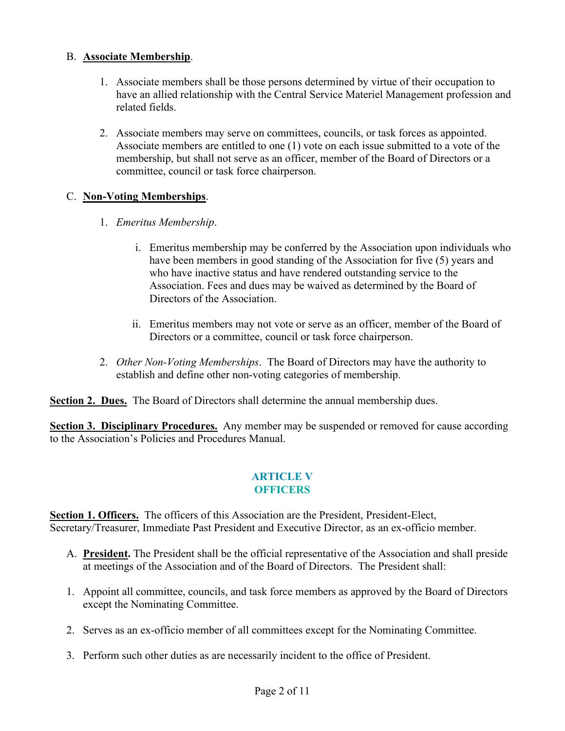B. **Associate Membership**.

1. Associate members shall be those persons determined by virtue of their occupation to have an allied relationship with the Central Service Materiel Management profession and related fields.

2. Associate members may serve on committees, councils, or task forces as appointed. Associate members are entitled to one (1) vote on each issue submitted to a vote of the membership, but shall not serve as an officer, member of the Board of Directors or a committee, council or task force chairperson.

C. **Non-Voting Memberships**.

1. *Emeritus Membership*.

   i. Emeritus membership may be conferred by the Association upon individuals who have been members in good standing of the Association for five (5) years and who have inactive status and have rendered outstanding service to the Association. Fees and dues may be waived as determined by the Board of Directors of the Association.

   ii. Emeritus members may not vote or serve as an officer, member of the Board of Directors or a committee, council or task force chairperson.

2. *Other Non-Voting Memberships*. The Board of Directors may have the authority to establish and define other non-voting categories of membership.

**Section 2. Dues.** The Board of Directors shall determine the annual membership dues.

**Section 3. Disciplinary Procedures.** Any member may be suspended or removed for cause according to the Association's Policies and Procedures Manual.

## ARTICLE V
## OFFICERS

**Section 1. Officers.** The officers of this Association are the President, President-Elect, Secretary/Treasurer, Immediate Past President and Executive Director, as an ex-officio member.

A. **President.** The President shall be the official representative of the Association and shall preside at meetings of the Association and of the Board of Directors. The President shall:

1. Appoint all committee, councils, and task force members as approved by the Board of Directors except the Nominating Committee.

2. Serves as an ex-officio member of all committees except for the Nominating Committee.

3. Perform such other duties as are necessarily incident to the office of President.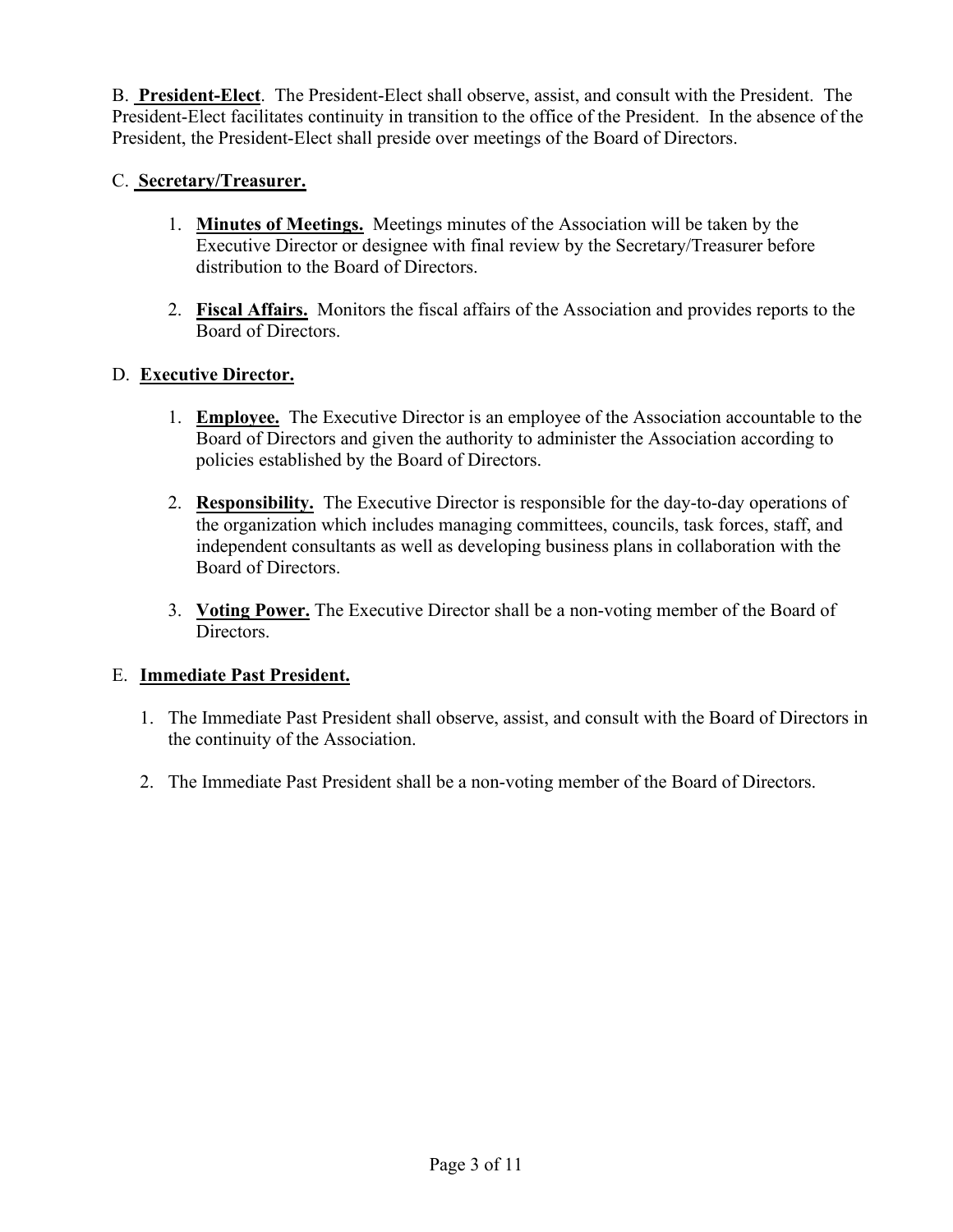B. **President-Elect**. The President-Elect shall observe, assist, and consult with the President. The President-Elect facilitates continuity in transition to the office of the President. In the absence of the President, the President-Elect shall preside over meetings of the Board of Directors.

C. **Secretary/Treasurer.**

1. **Minutes of Meetings.** Meetings minutes of the Association will be taken by the Executive Director or designee with final review by the Secretary/Treasurer before distribution to the Board of Directors.

2. **Fiscal Affairs.** Monitors the fiscal affairs of the Association and provides reports to the Board of Directors.

D. **Executive Director.**

1. **Employee.** The Executive Director is an employee of the Association accountable to the Board of Directors and given the authority to administer the Association according to policies established by the Board of Directors.

2. **Responsibility.** The Executive Director is responsible for the day-to-day operations of the organization which includes managing committees, councils, task forces, staff, and independent consultants as well as developing business plans in collaboration with the Board of Directors.

3. **Voting Power.** The Executive Director shall be a non-voting member of the Board of Directors.

E. **Immediate Past President.**

1. The Immediate Past President shall observe, assist, and consult with the Board of Directors in the continuity of the Association.

2. The Immediate Past President shall be a non-voting member of the Board of Directors.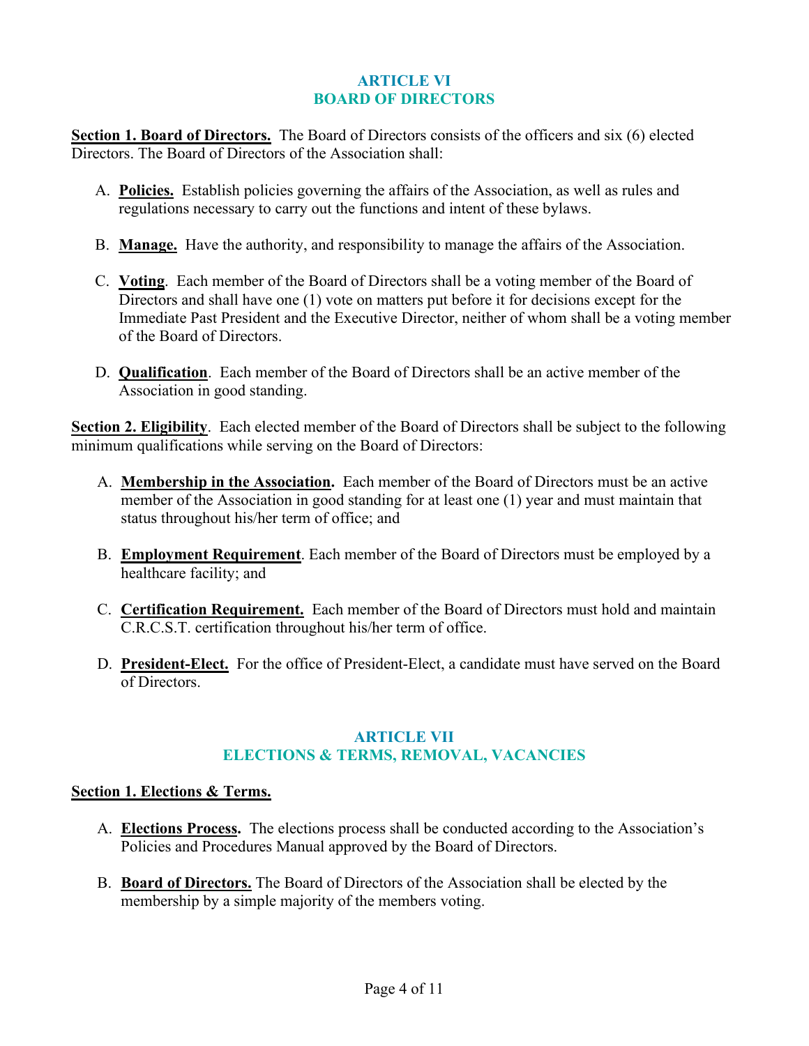## ARTICLE VI
## BOARD OF DIRECTORS

**Section 1. Board of Directors.** The Board of Directors consists of the officers and six (6) elected Directors. The Board of Directors of the Association shall:

A. **Policies.** Establish policies governing the affairs of the Association, as well as rules and regulations necessary to carry out the functions and intent of these bylaws.

B. **Manage.** Have the authority, and responsibility to manage the affairs of the Association.

C. **Voting**. Each member of the Board of Directors shall be a voting member of the Board of Directors and shall have one (1) vote on matters put before it for decisions except for the Immediate Past President and the Executive Director, neither of whom shall be a voting member of the Board of Directors.

D. **Qualification**. Each member of the Board of Directors shall be an active member of the Association in good standing.

**Section 2. Eligibility**. Each elected member of the Board of Directors shall be subject to the following minimum qualifications while serving on the Board of Directors:

A. **Membership in the Association.** Each member of the Board of Directors must be an active member of the Association in good standing for at least one (1) year and must maintain that status throughout his/her term of office; and

B. **Employment Requirement**. Each member of the Board of Directors must be employed by a healthcare facility; and

C. **Certification Requirement.** Each member of the Board of Directors must hold and maintain C.R.C.S.T. certification throughout his/her term of office.

D. **President-Elect.** For the office of President-Elect, a candidate must have served on the Board of Directors.

## ARTICLE VII
## ELECTIONS & TERMS, REMOVAL, VACANCIES

**Section 1. Elections & Terms.**

A. **Elections Process.** The elections process shall be conducted according to the Association's Policies and Procedures Manual approved by the Board of Directors.

B. **Board of Directors.** The Board of Directors of the Association shall be elected by the membership by a simple majority of the members voting.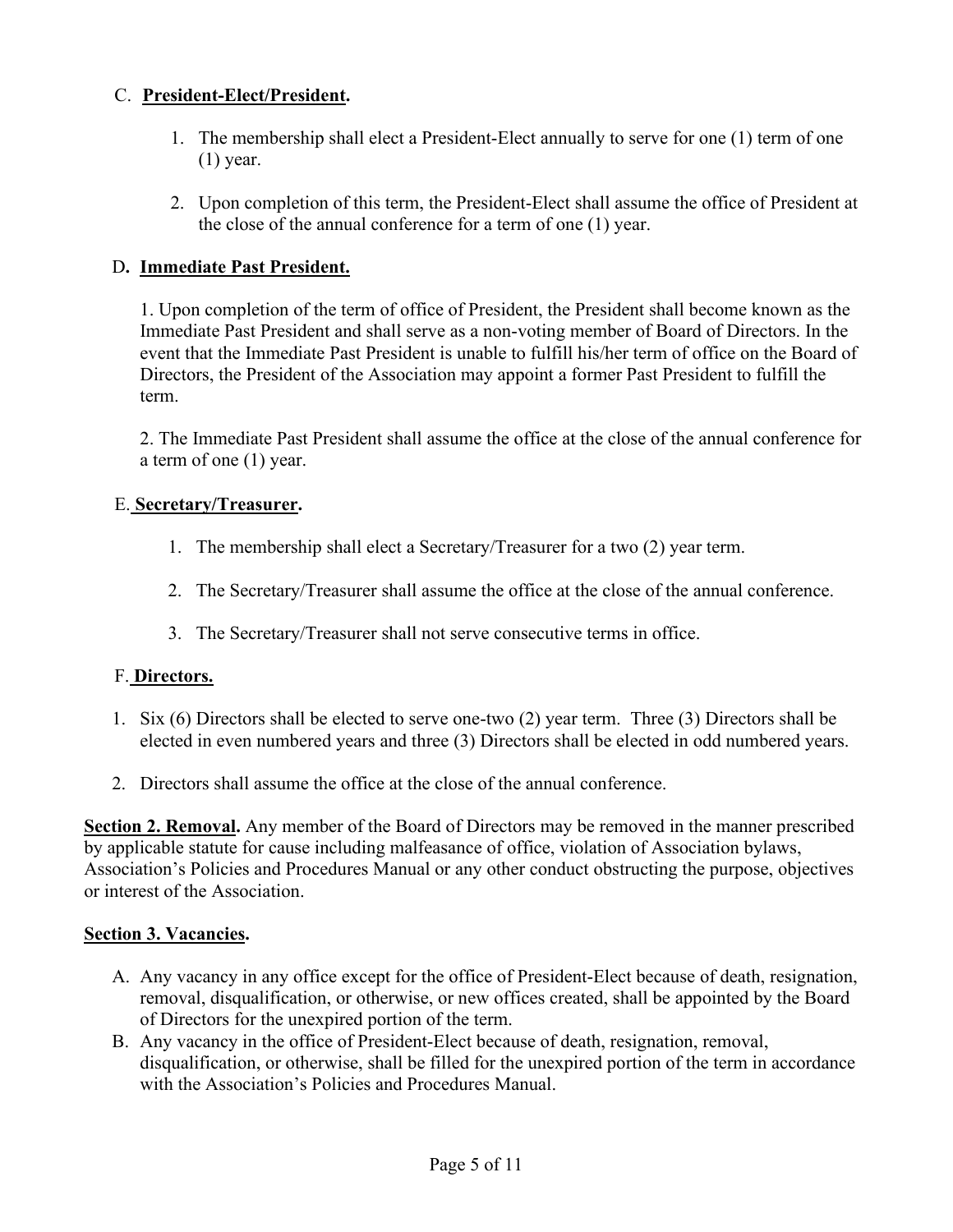C. **President-Elect/President.**

1. The membership shall elect a President-Elect annually to serve for one (1) term of one (1) year.

2. Upon completion of this term, the President-Elect shall assume the office of President at the close of the annual conference for a term of one (1) year.

D**. Immediate Past President.**

1. Upon completion of the term of office of President, the President shall become known as the Immediate Past President and shall serve as a non-voting member of Board of Directors. In the event that the Immediate Past President is unable to fulfill his/her term of office on the Board of Directors, the President of the Association may appoint a former Past President to fulfill the term.

2. The Immediate Past President shall assume the office at the close of the annual conference for a term of one (1) year.

E. **Secretary/Treasurer.**

1. The membership shall elect a Secretary/Treasurer for a two (2) year term.

2. The Secretary/Treasurer shall assume the office at the close of the annual conference.

3. The Secretary/Treasurer shall not serve consecutive terms in office.

F. **Directors.**

1. Six (6) Directors shall be elected to serve one-two (2) year term. Three (3) Directors shall be elected in even numbered years and three (3) Directors shall be elected in odd numbered years.

2. Directors shall assume the office at the close of the annual conference.

**Section 2. Removal.** Any member of the Board of Directors may be removed in the manner prescribed by applicable statute for cause including malfeasance of office, violation of Association bylaws, Association's Policies and Procedures Manual or any other conduct obstructing the purpose, objectives or interest of the Association.

**Section 3. Vacancies.**

A. Any vacancy in any office except for the office of President-Elect because of death, resignation, removal, disqualification, or otherwise, or new offices created, shall be appointed by the Board of Directors for the unexpired portion of the term.

B. Any vacancy in the office of President-Elect because of death, resignation, removal, disqualification, or otherwise, shall be filled for the unexpired portion of the term in accordance with the Association's Policies and Procedures Manual.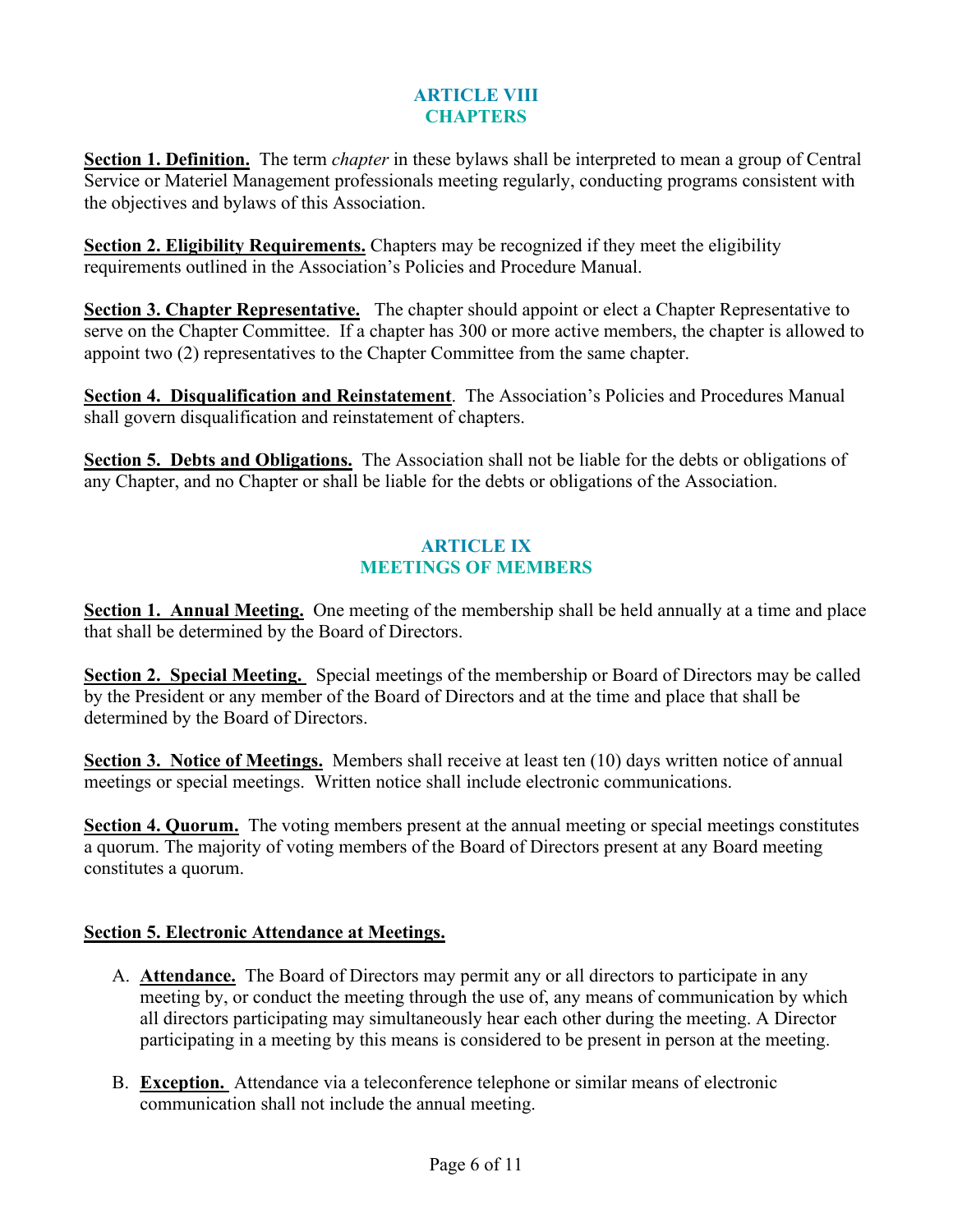## ARTICLE VIII
## CHAPTERS

**Section 1. Definition.** The term *chapter* in these bylaws shall be interpreted to mean a group of Central Service or Materiel Management professionals meeting regularly, conducting programs consistent with the objectives and bylaws of this Association.

**Section 2. Eligibility Requirements.** Chapters may be recognized if they meet the eligibility requirements outlined in the Association's Policies and Procedure Manual.

**Section 3. Chapter Representative.** The chapter should appoint or elect a Chapter Representative to serve on the Chapter Committee. If a chapter has 300 or more active members, the chapter is allowed to appoint two (2) representatives to the Chapter Committee from the same chapter.

**Section 4. Disqualification and Reinstatement**. The Association's Policies and Procedures Manual shall govern disqualification and reinstatement of chapters.

**Section 5. Debts and Obligations.** The Association shall not be liable for the debts or obligations of any Chapter, and no Chapter or shall be liable for the debts or obligations of the Association.

## ARTICLE IX
## MEETINGS OF MEMBERS

**Section 1. Annual Meeting.** One meeting of the membership shall be held annually at a time and place that shall be determined by the Board of Directors.

**Section 2. Special Meeting.** Special meetings of the membership or Board of Directors may be called by the President or any member of the Board of Directors and at the time and place that shall be determined by the Board of Directors.

**Section 3. Notice of Meetings.** Members shall receive at least ten (10) days written notice of annual meetings or special meetings. Written notice shall include electronic communications.

**Section 4. Quorum.** The voting members present at the annual meeting or special meetings constitutes a quorum. The majority of voting members of the Board of Directors present at any Board meeting constitutes a quorum.

**Section 5. Electronic Attendance at Meetings.**

A. **Attendance.** The Board of Directors may permit any or all directors to participate in any meeting by, or conduct the meeting through the use of, any means of communication by which all directors participating may simultaneously hear each other during the meeting. A Director participating in a meeting by this means is considered to be present in person at the meeting.

B. **Exception.** Attendance via a teleconference telephone or similar means of electronic communication shall not include the annual meeting.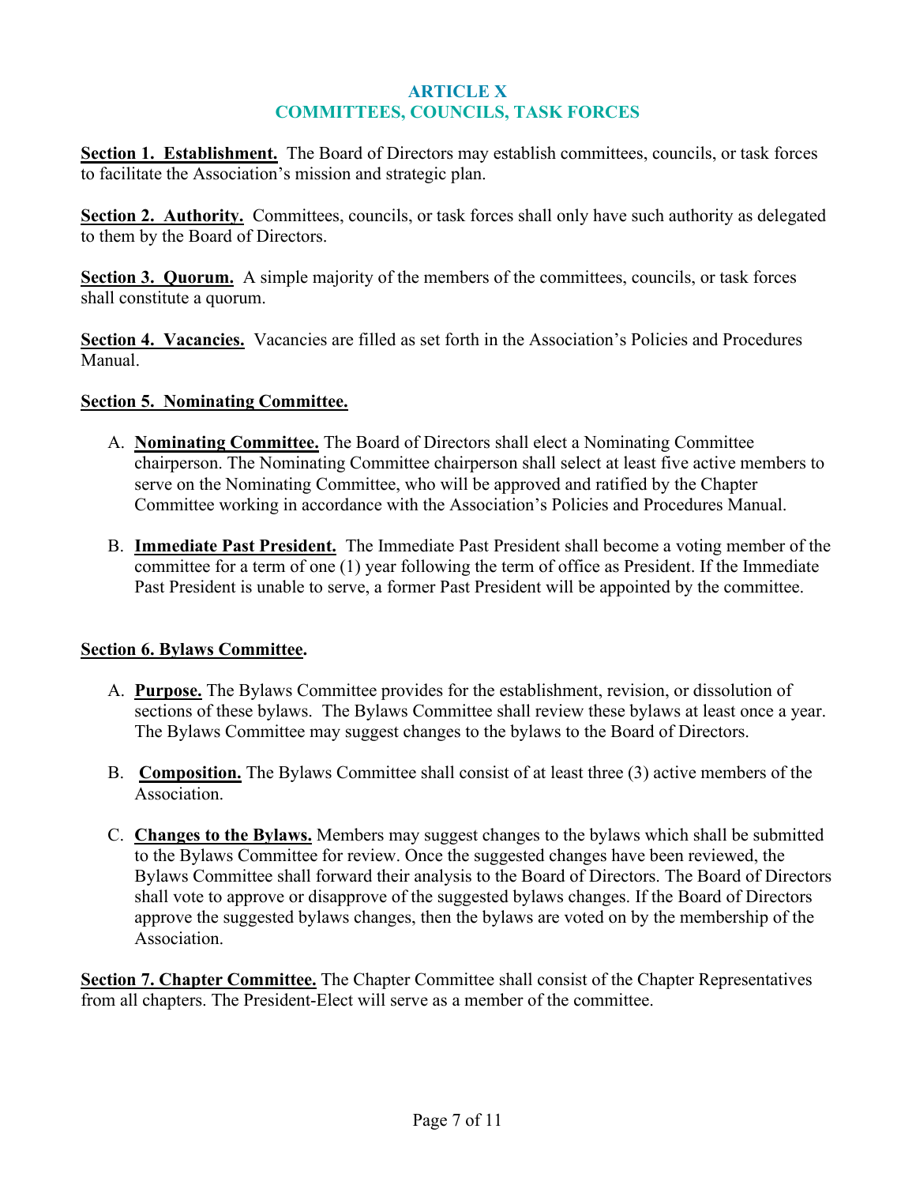# ARTICLE X
# COMMITTEES, COUNCILS, TASK FORCES

**Section 1. Establishment.** The Board of Directors may establish committees, councils, or task forces to facilitate the Association's mission and strategic plan.

**Section 2. Authority.** Committees, councils, or task forces shall only have such authority as delegated to them by the Board of Directors.

**Section 3. Quorum.** A simple majority of the members of the committees, councils, or task forces shall constitute a quorum.

**Section 4. Vacancies.** Vacancies are filled as set forth in the Association's Policies and Procedures Manual.

**Section 5. Nominating Committee.**

A. **Nominating Committee.** The Board of Directors shall elect a Nominating Committee chairperson. The Nominating Committee chairperson shall select at least five active members to serve on the Nominating Committee, who will be approved and ratified by the Chapter Committee working in accordance with the Association's Policies and Procedures Manual.

B. **Immediate Past President.** The Immediate Past President shall become a voting member of the committee for a term of one (1) year following the term of office as President. If the Immediate Past President is unable to serve, a former Past President will be appointed by the committee.

**Section 6. Bylaws Committee.**

A. **Purpose.** The Bylaws Committee provides for the establishment, revision, or dissolution of sections of these bylaws. The Bylaws Committee shall review these bylaws at least once a year. The Bylaws Committee may suggest changes to the bylaws to the Board of Directors.

B. **Composition.** The Bylaws Committee shall consist of at least three (3) active members of the Association.

C. **Changes to the Bylaws.** Members may suggest changes to the bylaws which shall be submitted to the Bylaws Committee for review. Once the suggested changes have been reviewed, the Bylaws Committee shall forward their analysis to the Board of Directors. The Board of Directors shall vote to approve or disapprove of the suggested bylaws changes. If the Board of Directors approve the suggested bylaws changes, then the bylaws are voted on by the membership of the Association.

**Section 7. Chapter Committee.** The Chapter Committee shall consist of the Chapter Representatives from all chapters. The President-Elect will serve as a member of the committee.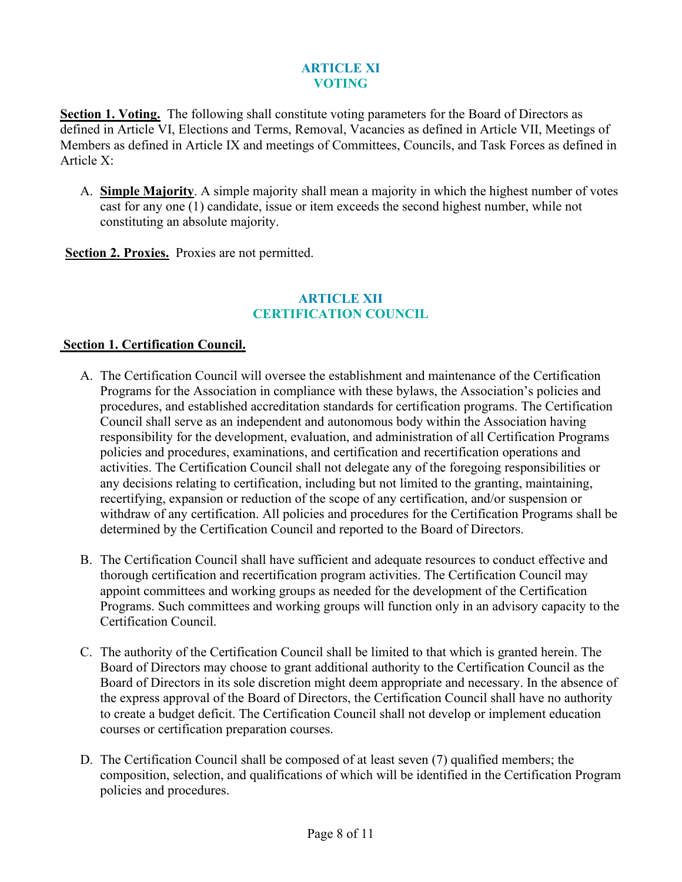## ARTICLE XI
## VOTING

**Section 1. Voting.** The following shall constitute voting parameters for the Board of Directors as defined in Article VI, Elections and Terms, Removal, Vacancies as defined in Article VII, Meetings of Members as defined in Article IX and meetings of Committees, Councils, and Task Forces as defined in Article X:

A. **Simple Majority**. A simple majority shall mean a majority in which the highest number of votes cast for any one (1) candidate, issue or item exceeds the second highest number, while not constituting an absolute majority.

**Section 2. Proxies.** Proxies are not permitted.

## ARTICLE XII
## CERTIFICATION COUNCIL

**Section 1. Certification Council.**

A. The Certification Council will oversee the establishment and maintenance of the Certification Programs for the Association in compliance with these bylaws, the Association's policies and procedures, and established accreditation standards for certification programs. The Certification Council shall serve as an independent and autonomous body within the Association having responsibility for the development, evaluation, and administration of all Certification Programs policies and procedures, examinations, and certification and recertification operations and activities. The Certification Council shall not delegate any of the foregoing responsibilities or any decisions relating to certification, including but not limited to the granting, maintaining, recertifying, expansion or reduction of the scope of any certification, and/or suspension or withdraw of any certification. All policies and procedures for the Certification Programs shall be determined by the Certification Council and reported to the Board of Directors.

B. The Certification Council shall have sufficient and adequate resources to conduct effective and thorough certification and recertification program activities. The Certification Council may appoint committees and working groups as needed for the development of the Certification Programs. Such committees and working groups will function only in an advisory capacity to the Certification Council.

C. The authority of the Certification Council shall be limited to that which is granted herein. The Board of Directors may choose to grant additional authority to the Certification Council as the Board of Directors in its sole discretion might deem appropriate and necessary. In the absence of the express approval of the Board of Directors, the Certification Council shall have no authority to create a budget deficit. The Certification Council shall not develop or implement education courses or certification preparation courses.

D. The Certification Council shall be composed of at least seven (7) qualified members; the composition, selection, and qualifications of which will be identified in the Certification Program policies and procedures.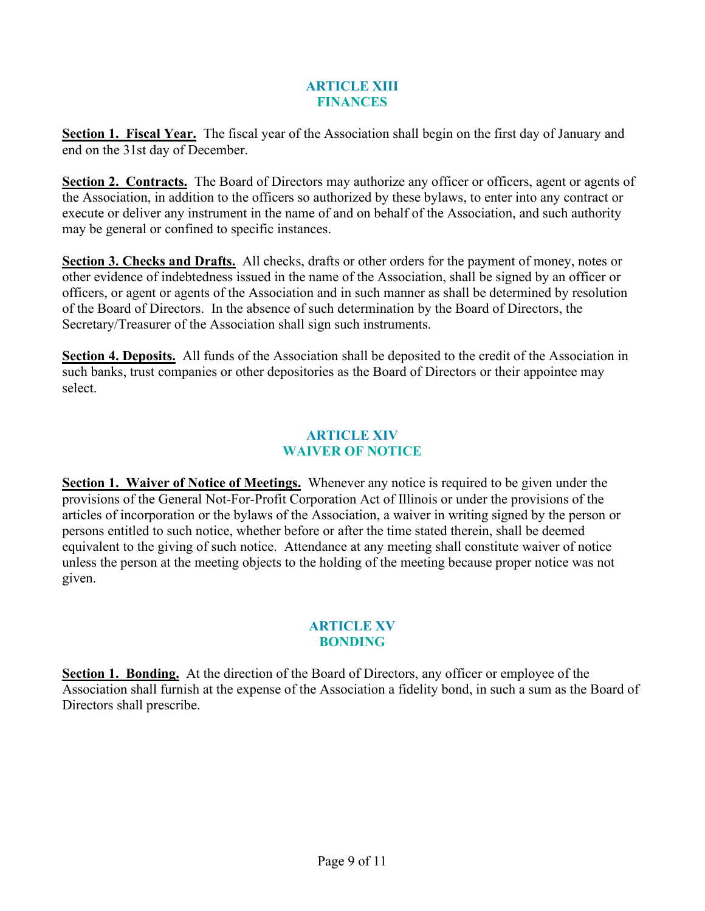## ARTICLE XIII
## FINANCES

**Section 1. Fiscal Year.** The fiscal year of the Association shall begin on the first day of January and end on the 31st day of December.

**Section 2. Contracts.** The Board of Directors may authorize any officer or officers, agent or agents of the Association, in addition to the officers so authorized by these bylaws, to enter into any contract or execute or deliver any instrument in the name of and on behalf of the Association, and such authority may be general or confined to specific instances.

**Section 3. Checks and Drafts.** All checks, drafts or other orders for the payment of money, notes or other evidence of indebtedness issued in the name of the Association, shall be signed by an officer or officers, or agent or agents of the Association and in such manner as shall be determined by resolution of the Board of Directors. In the absence of such determination by the Board of Directors, the Secretary/Treasurer of the Association shall sign such instruments.

**Section 4. Deposits.** All funds of the Association shall be deposited to the credit of the Association in such banks, trust companies or other depositories as the Board of Directors or their appointee may select.

## ARTICLE XIV
## WAIVER OF NOTICE

**Section 1. Waiver of Notice of Meetings.** Whenever any notice is required to be given under the provisions of the General Not-For-Profit Corporation Act of Illinois or under the provisions of the articles of incorporation or the bylaws of the Association, a waiver in writing signed by the person or persons entitled to such notice, whether before or after the time stated therein, shall be deemed equivalent to the giving of such notice. Attendance at any meeting shall constitute waiver of notice unless the person at the meeting objects to the holding of the meeting because proper notice was not given.

## ARTICLE XV
## BONDING

**Section 1. Bonding.** At the direction of the Board of Directors, any officer or employee of the Association shall furnish at the expense of the Association a fidelity bond, in such a sum as the Board of Directors shall prescribe.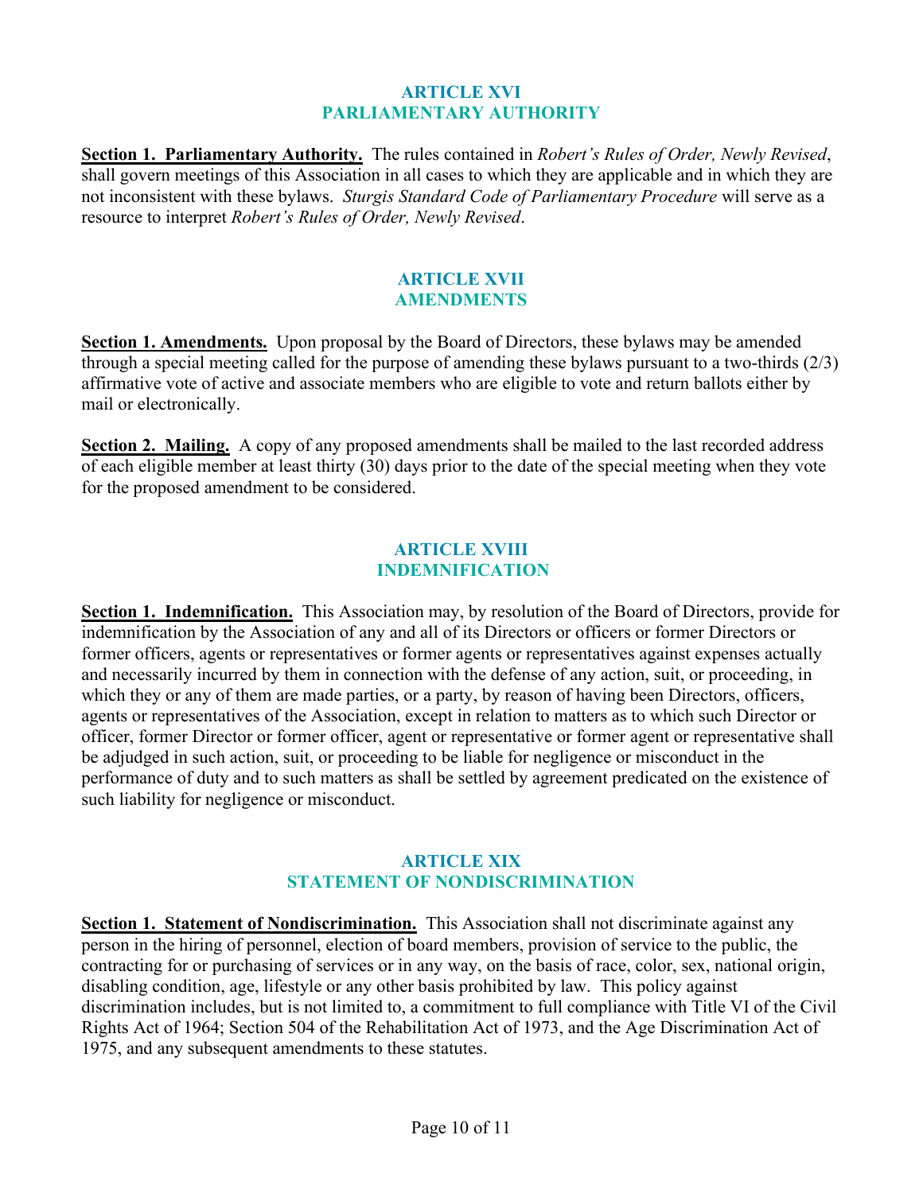## ARTICLE XVI
## PARLIAMENTARY AUTHORITY

**Section 1. Parliamentary Authority.** The rules contained in *Robert's Rules of Order, Newly Revised*, shall govern meetings of this Association in all cases to which they are applicable and in which they are not inconsistent with these bylaws. *Sturgis Standard Code of Parliamentary Procedure* will serve as a resource to interpret *Robert's Rules of Order, Newly Revised*.

## ARTICLE XVII
## AMENDMENTS

**Section 1. Amendments.** Upon proposal by the Board of Directors, these bylaws may be amended through a special meeting called for the purpose of amending these bylaws pursuant to a two-thirds (2/3) affirmative vote of active and associate members who are eligible to vote and return ballots either by mail or electronically.

**Section 2. Mailing.** A copy of any proposed amendments shall be mailed to the last recorded address of each eligible member at least thirty (30) days prior to the date of the special meeting when they vote for the proposed amendment to be considered.

## ARTICLE XVIII
## INDEMNIFICATION

**Section 1. Indemnification.** This Association may, by resolution of the Board of Directors, provide for indemnification by the Association of any and all of its Directors or officers or former Directors or former officers, agents or representatives or former agents or representatives against expenses actually and necessarily incurred by them in connection with the defense of any action, suit, or proceeding, in which they or any of them are made parties, or a party, by reason of having been Directors, officers, agents or representatives of the Association, except in relation to matters as to which such Director or officer, former Director or former officer, agent or representative or former agent or representative shall be adjudged in such action, suit, or proceeding to be liable for negligence or misconduct in the performance of duty and to such matters as shall be settled by agreement predicated on the existence of such liability for negligence or misconduct.

## ARTICLE XIX
## STATEMENT OF NONDISCRIMINATION

**Section 1. Statement of Nondiscrimination.** This Association shall not discriminate against any person in the hiring of personnel, election of board members, provision of service to the public, the contracting for or purchasing of services or in any way, on the basis of race, color, sex, national origin, disabling condition, age, lifestyle or any other basis prohibited by law. This policy against discrimination includes, but is not limited to, a commitment to full compliance with Title VI of the Civil Rights Act of 1964; Section 504 of the Rehabilitation Act of 1973, and the Age Discrimination Act of 1975, and any subsequent amendments to these statutes.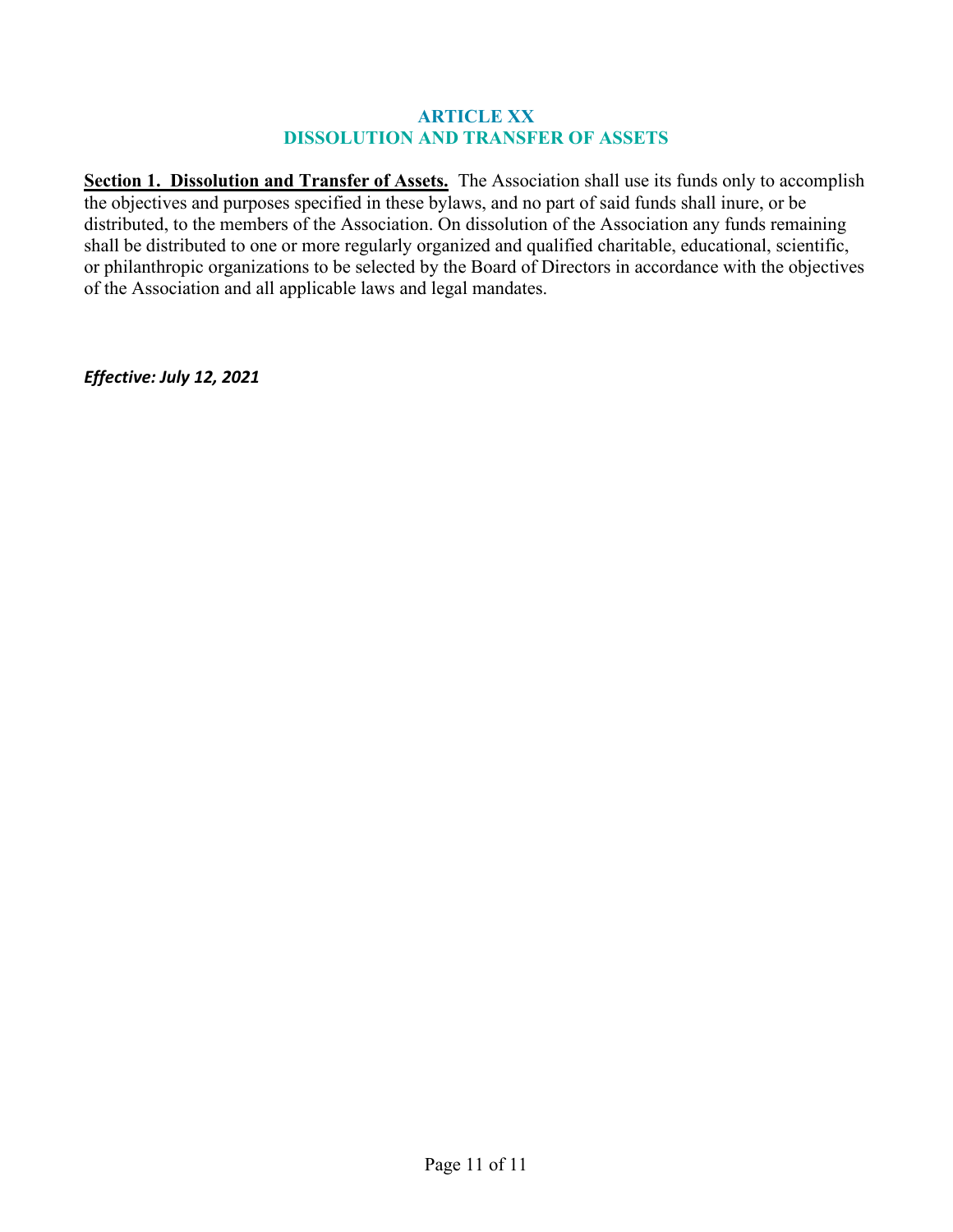## ARTICLE XX
## DISSOLUTION AND TRANSFER OF ASSETS

**Section 1. Dissolution and Transfer of Assets.** The Association shall use its funds only to accomplish the objectives and purposes specified in these bylaws, and no part of said funds shall inure, or be distributed, to the members of the Association. On dissolution of the Association any funds remaining shall be distributed to one or more regularly organized and qualified charitable, educational, scientific, or philanthropic organizations to be selected by the Board of Directors in accordance with the objectives of the Association and all applicable laws and legal mandates.

***Effective: July 12, 2021***